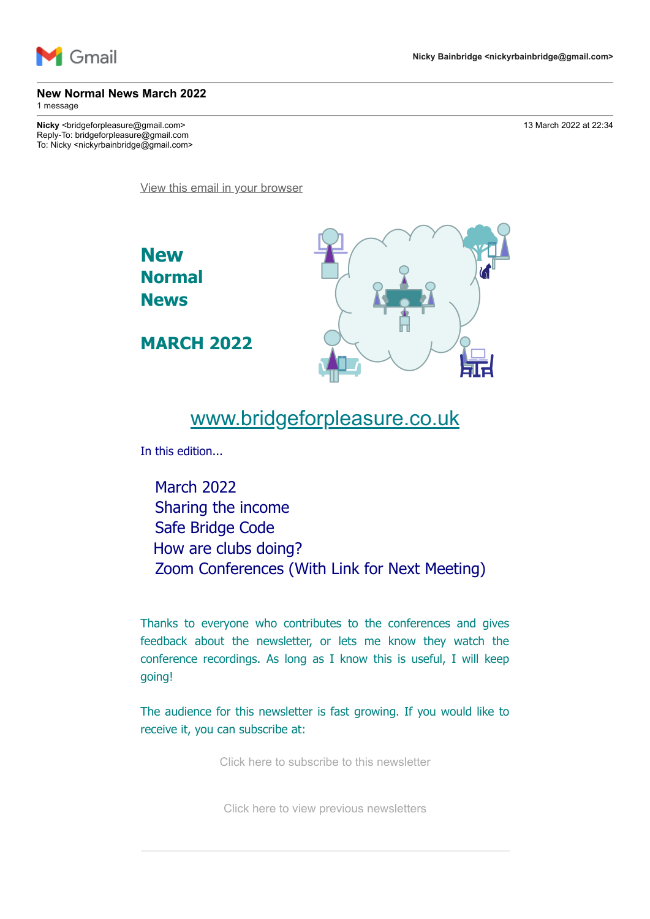Gmail — Nicky Bainbridge <nickyrbainbridge@gmail.com>

# New Normal News March 2022

1 message

**Nicky** <bridgeforpleasure@gmail.com> — 13 March 2022 at 22:34
Reply-To: bridgeforpleasure@gmail.com
To: Nicky <nickyrbainbridge@gmail.com>

View this email in your browser

## New Normal News

## MARCH 2022

www.bridgeforpleasure.co.uk

In this edition...

- March 2022
- Sharing the income
- Safe Bridge Code
- How are clubs doing?
- Zoom Conferences (With Link for Next Meeting)

Thanks to everyone who contributes to the conferences and gives feedback about the newsletter, or lets me know they watch the conference recordings. As long as I know this is useful, I will keep going!

The audience for this newsletter is fast growing. If you would like to receive it, you can subscribe at:

Click here to subscribe to this newsletter

Click here to view previous newsletters

---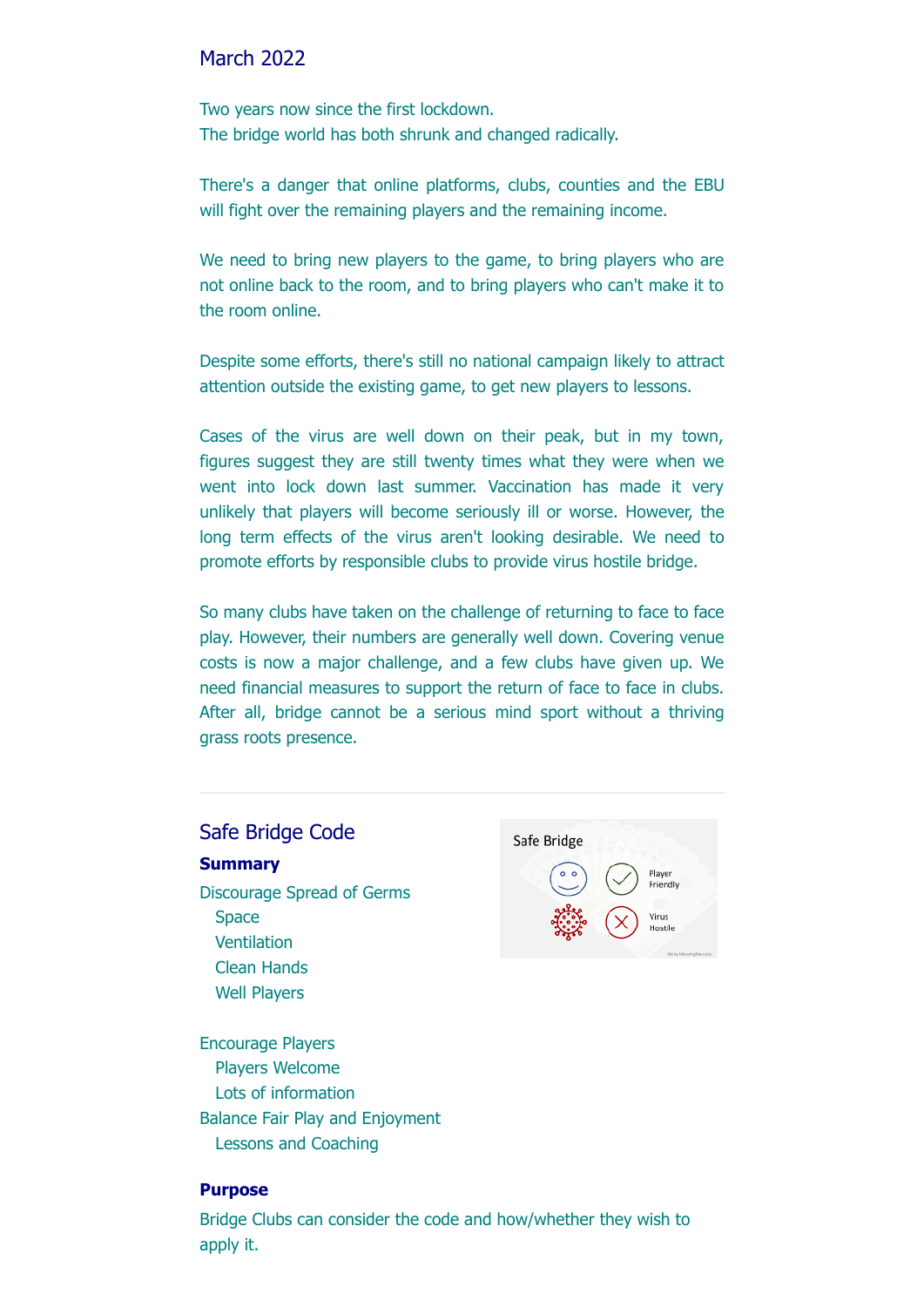## March 2022

Two years now since the first lockdown.
The bridge world has both shrunk and changed radically.

There's a danger that online platforms, clubs, counties and the EBU will fight over the remaining players and the remaining income.

We need to bring new players to the game, to bring players who are not online back to the room, and to bring players who can't make it to the room online.

Despite some efforts, there's still no national campaign likely to attract attention outside the existing game, to get new players to lessons.

Cases of the virus are well down on their peak, but in my town, figures suggest they are still twenty times what they were when we went into lock down last summer. Vaccination has made it very unlikely that players will become seriously ill or worse. However, the long term effects of the virus aren't looking desirable. We need to promote efforts by responsible clubs to provide virus hostile bridge.

So many clubs have taken on the challenge of returning to face to face play. However, their numbers are generally well down. Covering venue costs is now a major challenge, and a few clubs have given up. We need financial measures to support the return of face to face in clubs. After all, bridge cannot be a serious mind sport without a thriving grass roots presence.

---

## Safe Bridge Code

Safe Bridge

Player Friendly

Virus Hostile

### Summary

Discourage Spread of Germs
- Space
- Ventilation
- Clean Hands
- Well Players

Encourage Players
- Players Welcome
- Lots of information

Balance Fair Play and Enjoyment
- Lessons and Coaching

### Purpose

Bridge Clubs can consider the code and how/whether they wish to apply it.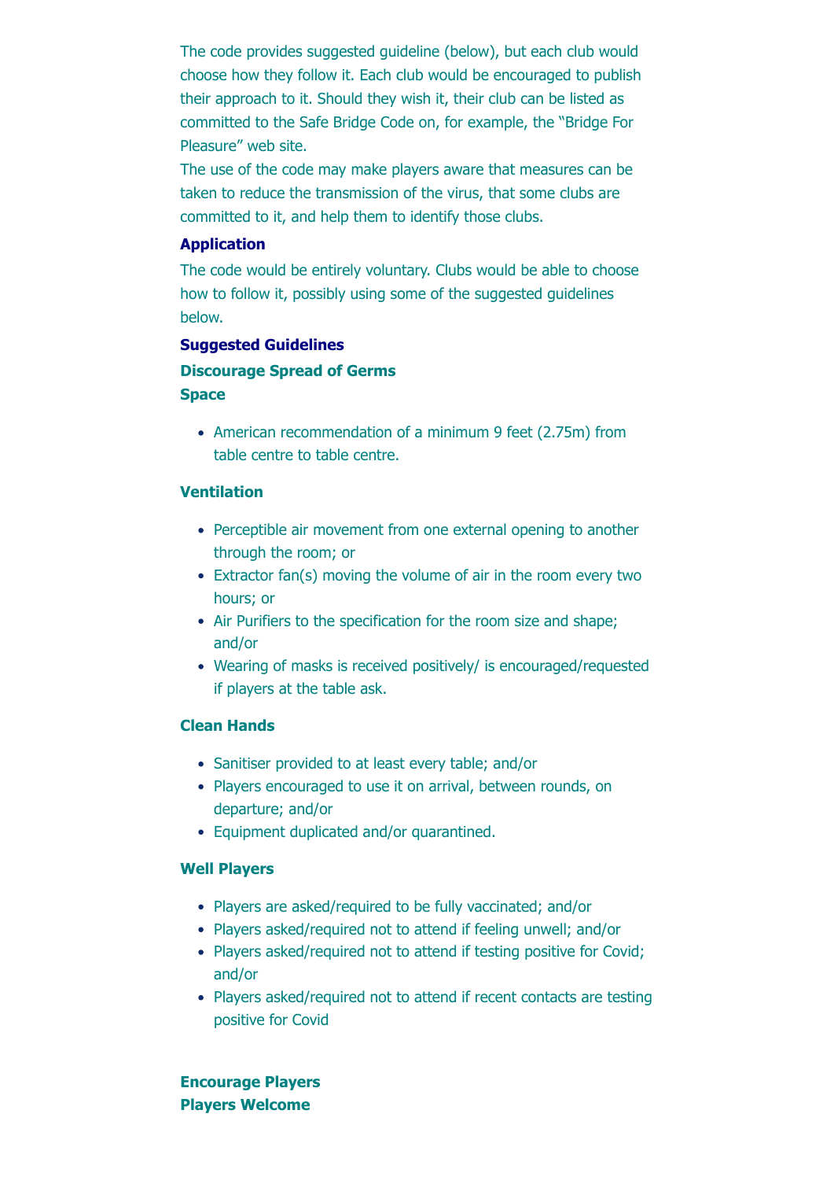The code provides suggested guideline (below), but each club would choose how they follow it. Each club would be encouraged to publish their approach to it. Should they wish it, their club can be listed as committed to the Safe Bridge Code on, for example, the "Bridge For Pleasure" web site.

The use of the code may make players aware that measures can be taken to reduce the transmission of the virus, that some clubs are committed to it, and help them to identify those clubs.

### Application

The code would be entirely voluntary. Clubs would be able to choose how to follow it, possibly using some of the suggested guidelines below.

### Suggested Guidelines

#### Discourage Spread of Germs

#### Space

- American recommendation of a minimum 9 feet (2.75m) from table centre to table centre.

#### Ventilation

- Perceptible air movement from one external opening to another through the room; or
- Extractor fan(s) moving the volume of air in the room every two hours; or
- Air Purifiers to the specification for the room size and shape; and/or
- Wearing of masks is received positively/ is encouraged/requested if players at the table ask.

#### Clean Hands

- Sanitiser provided to at least every table; and/or
- Players encouraged to use it on arrival, between rounds, on departure; and/or
- Equipment duplicated and/or quarantined.

#### Well Players

- Players are asked/required to be fully vaccinated; and/or
- Players asked/required not to attend if feeling unwell; and/or
- Players asked/required not to attend if testing positive for Covid; and/or
- Players asked/required not to attend if recent contacts are testing positive for Covid

#### Encourage Players

#### Players Welcome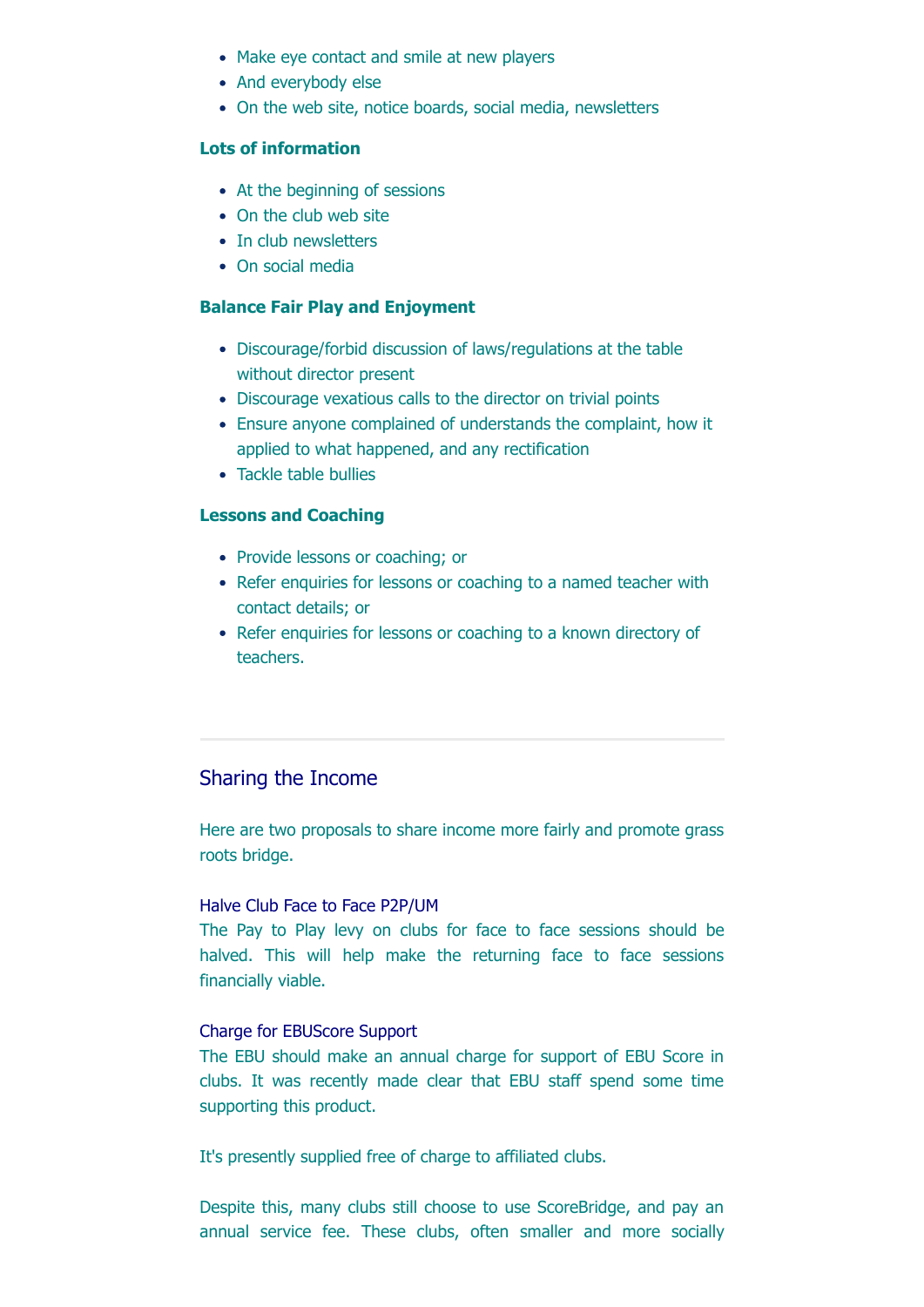- Make eye contact and smile at new players
- And everybody else
- On the web site, notice boards, social media, newsletters

**Lots of information**

- At the beginning of sessions
- On the club web site
- In club newsletters
- On social media

**Balance Fair Play and Enjoyment**

- Discourage/forbid discussion of laws/regulations at the table without director present
- Discourage vexatious calls to the director on trivial points
- Ensure anyone complained of understands the complaint, how it applied to what happened, and any rectification
- Tackle table bullies

**Lessons and Coaching**

- Provide lessons or coaching; or
- Refer enquiries for lessons or coaching to a named teacher with contact details; or
- Refer enquiries for lessons or coaching to a known directory of teachers.

---

## Sharing the Income

Here are two proposals to share income more fairly and promote grass roots bridge.

### Halve Club Face to Face P2P/UM

The Pay to Play levy on clubs for face to face sessions should be halved. This will help make the returning face to face sessions financially viable.

### Charge for EBUScore Support

The EBU should make an annual charge for support of EBU Score in clubs. It was recently made clear that EBU staff spend some time supporting this product.

It's presently supplied free of charge to affiliated clubs.

Despite this, many clubs still choose to use ScoreBridge, and pay an annual service fee. These clubs, often smaller and more socially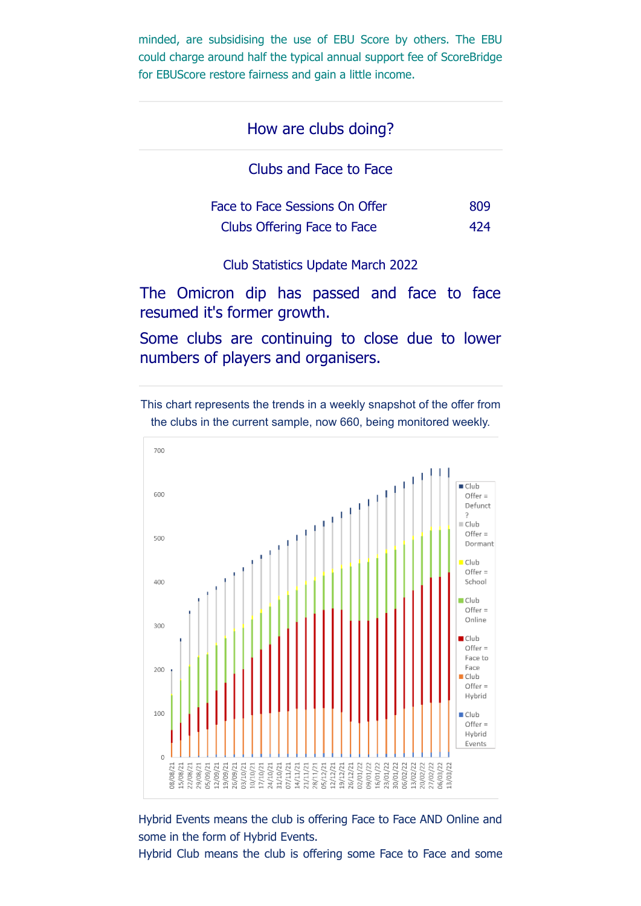minded, are subsidising the use of EBU Score by others. The EBU could charge around half the typical annual support fee of ScoreBridge for EBUScore restore fairness and gain a little income.

## How are clubs doing?

### Clubs and Face to Face

| | |
|---|---|
| Face to Face Sessions On Offer | 809 |
| Clubs Offering Face to Face | 424 |

Club Statistics Update March 2022

The Omicron dip has passed and face to face resumed it's former growth.

Some clubs are continuing to close due to lower numbers of players and organisers.

This chart represents the trends in a weekly snapshot of the offer from the clubs in the current sample, now 660, being monitored weekly.

Hybrid Events means the club is offering Face to Face AND Online and some in the form of Hybrid Events.

Hybrid Club means the club is offering some Face to Face and some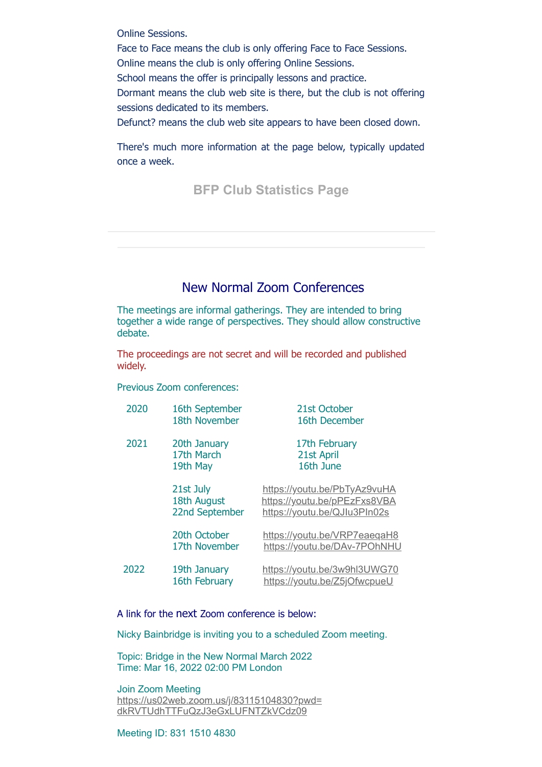Online Sessions.

Face to Face means the club is only offering Face to Face Sessions.

Online means the club is only offering Online Sessions.

School means the offer is principally lessons and practice.

Dormant means the club web site is there, but the club is not offering sessions dedicated to its members.

Defunct? means the club web site appears to have been closed down.

There's much more information at the page below, typically updated once a week.

**BFP Club Statistics Page**

---

## New Normal Zoom Conferences

The meetings are informal gatherings. They are intended to bring together a wide range of perspectives. They should allow constructive debate.

The proceedings are not secret and will be recorded and published widely.

Previous Zoom conferences:

| | | |
|---|---|---|
| 2020 | 16th September | 21st October |
| | 18th November | 16th December |
| 2021 | 20th January | 17th February |
| | 17th March | 21st April |
| | 19th May | 16th June |
| | 21st July | https://youtu.be/PbTyAz9vuHA |
| | 18th August | https://youtu.be/pPEzFxs8VBA |
| | 22nd September | https://youtu.be/QJIu3PIn02s |
| | 20th October | https://youtu.be/VRP7eaeqaH8 |
| | 17th November | https://youtu.be/DAv-7POhNHU |
| 2022 | 19th January | https://youtu.be/3w9hl3UWG70 |
| | 16th February | https://youtu.be/Z5jOfwcpueU |

A link for the next Zoom conference is below:

Nicky Bainbridge is inviting you to a scheduled Zoom meeting.

Topic: Bridge in the New Normal March 2022
Time: Mar 16, 2022 02:00 PM London

Join Zoom Meeting
https://us02web.zoom.us/j/83115104830?pwd=dkRVTUdhTTFuQzJ3eGxLUFNTZkVCdz09

Meeting ID: 831 1510 4830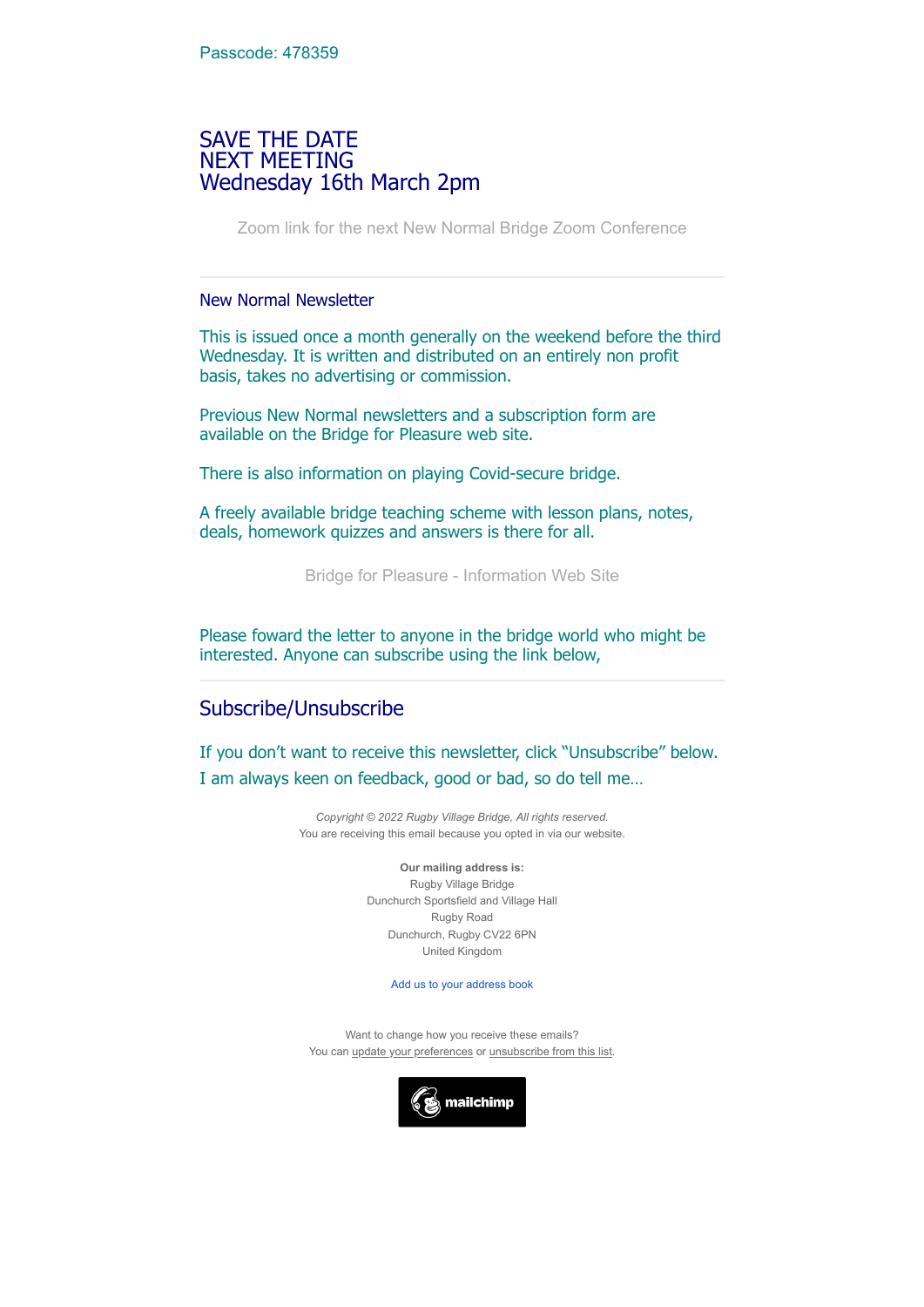Passcode: 478359

## SAVE THE DATE
## NEXT MEETING
## Wednesday 16th March 2pm

Zoom link for the next New Normal Bridge Zoom Conference

---

### New Normal Newsletter

This is issued once a month generally on the weekend before the third Wednesday. It is written and distributed on an entirely non profit basis, takes no advertising or commission.

Previous New Normal newsletters and a subscription form are available on the Bridge for Pleasure web site.

There is also information on playing Covid-secure bridge.

A freely available bridge teaching scheme with lesson plans, notes, deals, homework quizzes and answers is there for all.

Bridge for Pleasure - Information Web Site

Please foward the letter to anyone in the bridge world who might be interested. Anyone can subscribe using the link below,

---

## Subscribe/Unsubscribe

If you don't want to receive this newsletter, click "Unsubscribe" below.
I am always keen on feedback, good or bad, so do tell me…

*Copyright © 2022 Rugby Village Bridge, All rights reserved.*
You are receiving this email because you opted in via our website.

**Our mailing address is:**
Rugby Village Bridge
Dunchurch Sportsfield and Village Hall
Rugby Road
Dunchurch, Rugby CV22 6PN
United Kingdom

Add us to your address book

Want to change how you receive these emails?
You can update your preferences or unsubscribe from this list.

mailchimp